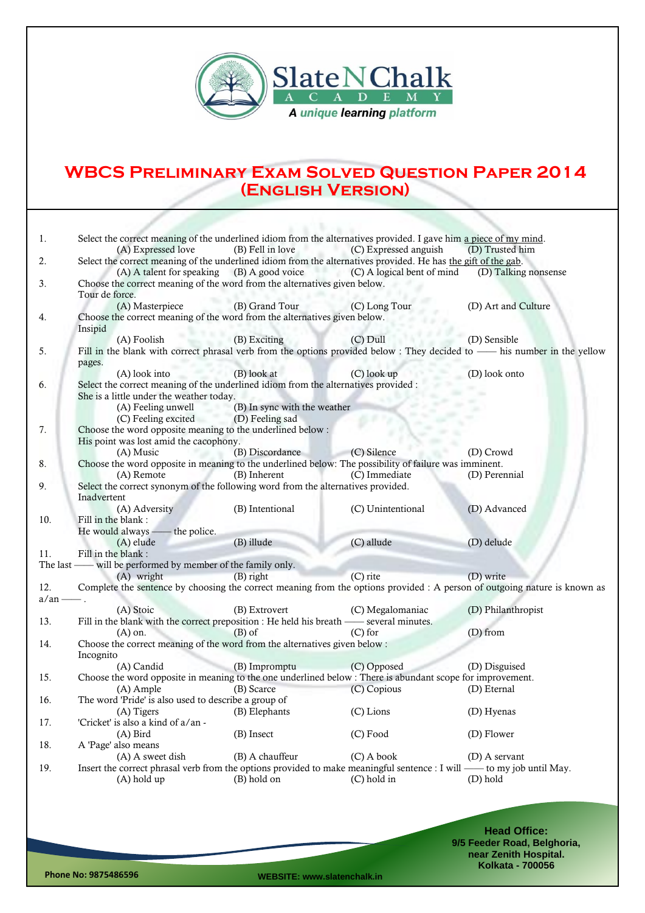# WBCS Preliminary Exam Solved Question Paper 2014 (English Version)

1. Select the correct meaning of the underlined idiom from the alternatives provided. I gave him a piece of my mind.
   (A) Expressed love (B) Fell in love (C) Expressed anguish (D) Trusted him

2. Select the correct meaning of the underlined idiom from the alternatives provided. He has the gift of the gab.
   (A) A talent for speaking (B) A good voice (C) A logical bent of mind (D) Talking nonsense

3. Choose the correct meaning of the word from the alternatives given below.
   Tour de force.
   (A) Masterpiece (B) Grand Tour (C) Long Tour (D) Art and Culture

4. Choose the correct meaning of the word from the alternatives given below.
   Insipid
   (A) Foolish (B) Exciting (C) Dull (D) Sensible

5. Fill in the blank with correct phrasal verb from the options provided below : They decided to —— his number in the yellow pages.
   (A) look into (B) look at (C) look up (D) look onto

6. Select the correct meaning of the underlined idiom from the alternatives provided :
   She is a little under the weather today.
   (A) Feeling unwell (B) In sync with the weather
   (C) Feeling excited (D) Feeling sad

7. Choose the word opposite meaning to the underlined below :
   His point was lost amid the cacophony.
   (A) Music (B) Discordance (C) Silence (D) Crowd

8. Choose the word opposite in meaning to the underlined below: The possibility of failure was imminent.
   (A) Remote (B) Inherent (C) Immediate (D) Perennial

9. Select the correct synonym of the following word from the alternatives provided.
   Inadvertent
   (A) Adversity (B) Intentional (C) Unintentional (D) Advanced

10. Fill in the blank :
    He would always —— the police.
    (A) elude (B) illude (C) allude (D) delude

11. Fill in the blank :
    The last —— will be performed by member of the family only.
    (A) wright (B) right (C) rite (D) write

12. Complete the sentence by choosing the correct meaning from the options provided : A person of outgoing nature is known as a/an —— .
    (A) Stoic (B) Extrovert (C) Megalomaniac (D) Philanthropist

13. Fill in the blank with the correct preposition : He held his breath —— several minutes.
    (A) on. (B) of (C) for (D) from

14. Choose the correct meaning of the word from the alternatives given below :
    Incognito
    (A) Candid (B) Impromptu (C) Opposed (D) Disguised

15. Choose the word opposite in meaning to the one underlined below : There is abundant scope for improvement.
    (A) Ample (B) Scarce (C) Copious (D) Eternal

16. The word 'Pride' is also used to describe a group of
    (A) Tigers (B) Elephants (C) Lions (D) Hyenas

17. 'Cricket' is also a kind of a/an -
    (A) Bird (B) Insect (C) Food (D) Flower

18. A 'Page' also means
    (A) A sweet dish (B) A chauffeur (C) A book (D) A servant

19. Insert the correct phrasal verb from the options provided to make meaningful sentence : I will —— to my job until May.
    (A) hold up (B) hold on (C) hold in (D) hold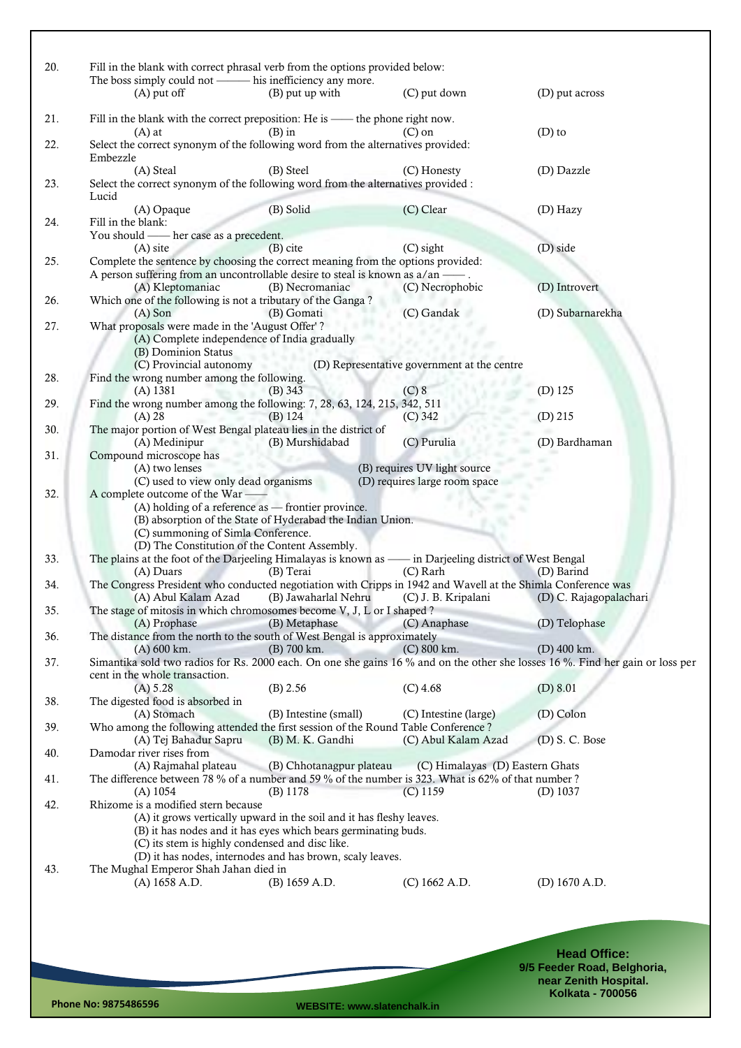20. Fill in the blank with correct phrasal verb from the options provided below:
The boss simply could not ——— his inefficiency any more.
(A) put off (B) put up with (C) put down (D) put across

21. Fill in the blank with the correct preposition: He is —— the phone right now.
(A) at (B) in (C) on (D) to

22. Select the correct synonym of the following word from the alternatives provided:
Embezzle
(A) Steal (B) Steel (C) Honesty (D) Dazzle

23. Select the correct synonym of the following word from the alternatives provided :
Lucid
(A) Opaque (B) Solid (C) Clear (D) Hazy

24. Fill in the blank:
You should —— her case as a precedent.
(A) site (B) cite (C) sight (D) side

25. Complete the sentence by choosing the correct meaning from the options provided:
A person suffering from an uncontrollable desire to steal is known as a/an —— .
(A) Kleptomaniac (B) Necromaniac (C) Necrophobic (D) Introvert

26. Which one of the following is not a tributary of the Ganga ?
(A) Son (B) Gomati (C) Gandak (D) Subarnarekha

27. What proposals were made in the 'August Offer' ?
(A) Complete independence of India gradually
(B) Dominion Status
(C) Provincial autonomy
(D) Representative government at the centre

28. Find the wrong number among the following.
(A) 1381 (B) 343 (C) 8 (D) 125

29. Find the wrong number among the following: 7, 28, 63, 124, 215, 342, 511
(A) 28 (B) 124 (C) 342 (D) 215

30. The major portion of West Bengal plateau lies in the district of
(A) Medinipur (B) Murshidabad (C) Purulia (D) Bardhaman

31. Compound microscope has
(A) two lenses
(B) requires UV light source
(C) used to view only dead organisms
(D) requires large room space

32. A complete outcome of the War ——
(A) holding of a reference as — frontier province.
(B) absorption of the State of Hyderabad the Indian Union.
(C) summoning of Simla Conference.
(D) The Constitution of the Content Assembly.

33. The plains at the foot of the Darjeeling Himalayas is known as —— in Darjeeling district of West Bengal
(A) Duars (B) Terai (C) Rarh (D) Barind

34. The Congress President who conducted negotiation with Cripps in 1942 and Wavell at the Shimla Conference was
(A) Abul Kalam Azad (B) Jawaharlal Nehru (C) J. B. Kripalani (D) C. Rajagopalachari

35. The stage of mitosis in which chromosomes become V, J, L or I shaped ?
(A) Prophase (B) Metaphase (C) Anaphase (D) Telophase

36. The distance from the north to the south of West Bengal is approximately
(A) 600 km. (B) 700 km. (C) 800 km. (D) 400 km.

37. Simantika sold two radios for Rs. 2000 each. On one she gains 16 % and on the other she losses 16 %. Find her gain or loss per cent in the whole transaction.
(A) 5.28 (B) 2.56 (C) 4.68 (D) 8.01

38. The digested food is absorbed in
(A) Stomach (B) Intestine (small) (C) Intestine (large) (D) Colon

39. Who among the following attended the first session of the Round Table Conference ?
(A) Tej Bahadur Sapru (B) M. K. Gandhi (C) Abul Kalam Azad (D) S. C. Bose

40. Damodar river rises from
(A) Rajmahal plateau (B) Chhotanagpur plateau (C) Himalayas (D) Eastern Ghats

41. The difference between 78 % of a number and 59 % of the number is 323. What is 62% of that number ?
(A) 1054 (B) 1178 (C) 1159 (D) 1037

42. Rhizome is a modified stern because
(A) it grows vertically upward in the soil and it has fleshy leaves.
(B) it has nodes and it has eyes which bears germinating buds.
(C) its stem is highly condensed and disc like.
(D) it has nodes, internodes and has brown, scaly leaves.

43. The Mughal Emperor Shah Jahan died in
(A) 1658 A.D. (B) 1659 A.D. (C) 1662 A.D. (D) 1670 A.D.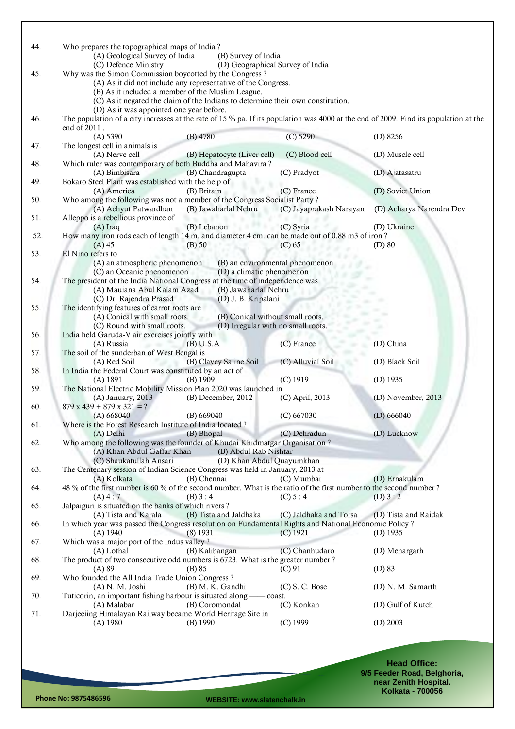44. Who prepares the topographical maps of India ?
(A) Geological Survey of India (B) Survey of India
(C) Defence Ministry (D) Geographical Survey of India

45. Why was the Simon Commission boycotted by the Congress ?
(A) As it did not include any representative of the Congress.
(B) As it included a member of the Muslim League.
(C) As it negated the claim of the Indians to determine their own constitution.
(D) As it was appointed one year before.

46. The population of a city increases at the rate of 15 % pa. If its population was 4000 at the end of 2009. Find its population at the end of 2011 .
(A) 5390 (B) 4780 (C) 5290 (D) 8256

47. The longest cell in animals is
(A) Nerve cell (B) Hepatocyte (Liver cell) (C) Blood cell (D) Muscle cell

48. Which ruler was contemporary of both Buddha and Mahavira ?
(A) Bimbisara (B) Chandragupta (C) Pradyot (D) Ajatasatru

49. Bokaro Steel Plant was established with the help of
(A) America (B) Britain (C) France (D) Soviet Union

50. Who among the following was not a member of the Congress Socialist Party ?
(A) Achyut Patwardhan (B) Jawaharlal Nehru (C) Jayaprakash Narayan (D) Acharya Narendra Dev

51. Alleppo is a rebellious province of
(A) Iraq (B) Lebanon (C) Syria (D) Ukraine

52. How many iron rods each of length 14 m. and diameter 4 cm. can be made out of 0.88 m3 of iron ?
(A) 45 (B) 50 (C) 65 (D) 80

53. El Nino refers to
(A) an atmospheric phenomenon (B) an environmental phenomenon
(C) an Oceanic phenomenon (D) a climatic phenomenon

54. The president of the India National Congress at the time of independence was
(A) Mauiana Abul Kalam Azad (B) Jawaharlal Nehru
(C) Dr. Rajendra Prasad (D) J. B. Kripalani

55. The identifying features of carrot roots are
(A) Conical with small roots. (B) Conical without small roots.
(C) Round with small roots. (D) Irregular with no small roots.

56. India held Garuda-V air exercises jointly with
(A) Russia (B) U.S.A (C) France (D) China

57. The soil of the sunderban of West Bengal is
(A) Red Soil (B) Clayey Saline Soil (C) Alluvial Soil (D) Black Soil

58. In India the Federal Court was constituted by an act of
(A) 1891 (B) 1909 (C) 1919 (D) 1935

59. The National Electric Mobility Mission Plan 2020 was launched in
(A) January, 2013 (B) December, 2012 (C) April, 2013 (D) November, 2013

60. 879 x 439 + 879 x 321 = ?
(A) 668040 (B) 669040 (C) 667030 (D) 666040

61. Where is the Forest Research Institute of India located ?
(A) Delhi (B) Bhopal (C) Dehradun (D) Lucknow

62. Who among the following was the founder of Khudai Khidmatgar Organisation ?
(A) Khan Abdul Gaffar Khan (B) Abdul Rab Nishtar
(C) Shaukatullah Ansari (D) Khan Abdul Quayumkhan

63. The Centenary session of Indian Science Congress was held in January, 2013 at
(A) Kolkata (B) Chennai (C) Mumbai (D) Ernakulam

64. 48 % of the first number is 60 % of the second number. What is the ratio of the first number to the second number ?
(A) 4 : 7 (B) 3 : 4 (C) 5 : 4 (D) 3 : 2

65. Jalpaiguri is situated on the banks of which rivers ?
(A) Tista and Karala (B) Tista and Jaldhaka (C) Jaldhaka and Torsa (D) Tista and Raidak

66. In which year was passed the Congress resolution on Fundamental Rights and National Economic Policy ?
(A) 1940 (8) 1931 (C) 1921 (D) 1935

67. Which was a major port of the Indus valley ?
(A) Lothal (B) Kalibangan (C) Chanhudaro (D) Mehargarh

68. The product of two consecutive odd numbers is 6723. What is the greater number ?
(A) 89 (B) 85 (C) 91 (D) 83

69. Who founded the All India Trade Union Congress ?
(A) N. M. Joshi (B) M. K. Gandhi (C) S. C. Bose (D) N. M. Samarth

70. Tuticorin, an important fishing harbour is situated along —— coast.
(A) Malabar (B) Coromondal (C) Konkan (D) Gulf of Kutch

71. Darjeeiing Himalayan Railway became World Heritage Site in
(A) 1980 (B) 1990 (C) 1999 (D) 2003

**Head Office:**
**9/5 Feeder Road, Belghoria, near Zenith Hospital. Kolkata - 700056**

**Phone No: 9875486596**

**WEBSITE: www.slatenchalk.in**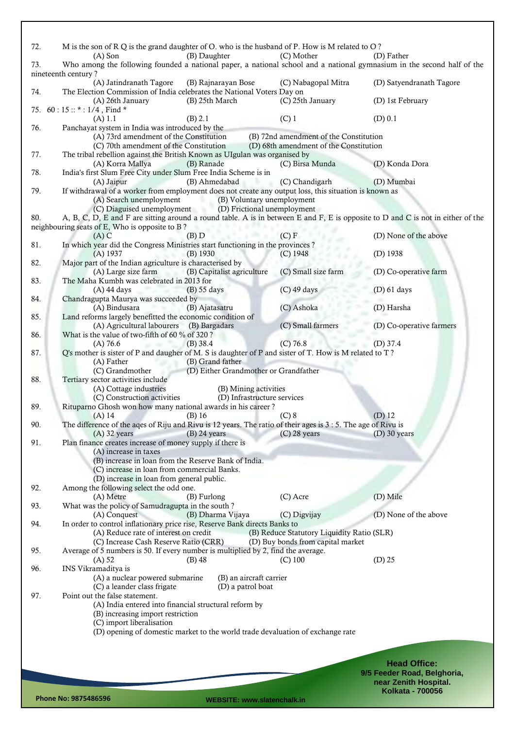72. M is the son of R Q is the grand daughter of O. who is the husband of P. How is M related to O ?
(A) Son (B) Daughter (C) Mother (D) Father

73. Who among the following founded a national paper, a national school and a national gymnasium in the second half of the nineteenth century ?
(A) Jatindranath Tagore (B) Rajnarayan Bose (C) Nabagopal Mitra (D) Satyendranath Tagore

74. The Election Commission of India celebrates the National Voters Day on
(A) 26th January (B) 25th March (C) 25th January (D) 1st February

75. 60 : 15 :: * : 1/4 , Find *
(A) 1.1 (B) 2.1 (C) 1 (D) 0.1

76. Panchayat system in India was introduced by the
(A) 73rd amendment of the Constitution (B) 72nd amendment of the Constitution
(C) 70th amendment of the Constitution (D) 68th amendment of the Constitution

77. The tribal rebellion against the British Known as UIgulan was organised by
(A) Korra Mallya (B) Ranade (C) Birsa Munda (D) Konda Dora

78. India's first Slum Free City under Slum Free India Scheme is in
(A) Jaipur (B) Ahmedabad (C) Chandigarh (D) Mumbai

79. If withdrawal of a worker from employment does not create any output loss, this situation is known as
(A) Search unemployment (B) Voluntary unemployment
(C) Diaguised unemployment (D) Frictional unemployment

80. A, B, C, D, E and F are sitting around a round table. A is in between E and F, E is opposite to D and C is not in either of the neighbouring seats of E, Who is opposite to B ?
(A) C (B) D (C) F (D) None of the above

81. In which year did the Congress Ministries start functioning in the provinces ?
(A) 1937 (B) 1930 (C) 1948 (D) 1938

82. Major part of the Indian agriculture is characterised by
(A) Large size farm (B) Capitalist agriculture (C) Small size farm (D) Co-operative farm

83. The Maha Kumbh was celebrated in 2013 for
(A) 44 days (B) 55 days (C) 49 days (D) 61 days

84. Chandragupta Maurya was succeeded by
(A) Bindusara (B) Ajatasatru (C) Ashoka (D) Harsha

85. Land reforms largely benefitted the economic condition of
(A) Agricultural labourers (B) Bargadars (C) Small farmers (D) Co-operative farmers

86. What is the value of two-fifth of 60 % of 320 ?
(A) 76.6 (B) 38.4 (C) 76.8 (D) 37.4

87. Q's mother is sister of P and daugher of M. S is daughter of P and sister of T. How is M related to T ?
(A) Father (B) Grand father
(C) Grandmother (D) Either Grandmother or Grandfather

88. Tertiary sector activities include
(A) Cottage industries (B) Mining activities
(C) Construction activities (D) Infrastructure services

89. Rituparno Ghosh won how many national awards in his career ?
(A) 14 (B) 16 (C) 8 (D) 12

90. The difference of the aqes of Riju and Rivu is 12 years. The ratio of their ages is 3 : 5. The age of Rivu is
(A) 32 years (B) 24 years (C) 28 years (D) 30 years

91. Plan finance creates increase of money supply if there is
(A) increase in taxes
(B) increase in loan from the Reserve Bank of India.
(C) increase in loan from commercial Banks.
(D) increase in loan from general public.

92. Among the following select the odd one.
(A) Metre (B) Furlong (C) Acre (D) Mile

93. What was the policy of Samudragupta in the south ?
(A) Conquest (B) Dharma Vijaya (C) Digvijay (D) None of the above

94. In order to control inflationary price rise, Reserve Bank directs Banks to
(A) Reduce rate of interest on credit (B) Reduce Statutory Liquidity Ratio (SLR)
(C) Increase Cash Reserve Ratio (CRR) (D) Buy bonds from capital market

95. Average of 5 numbers is 50. If every number is multiplied by 2, find the average.
(A) 52 (B) 48 (C) 100 (D) 25

96. INS Vikramaditya is
(A) a nuclear powered submarine (B) an aircraft carrier
(C) a leander class frigate (D) a patrol boat

97. Point out the false statement.
(A) India entered into financial structural reform by
(B) increasing import restriction
(C) import liberalisation
(D) opening of domestic market to the world trade devaluation of exchange rate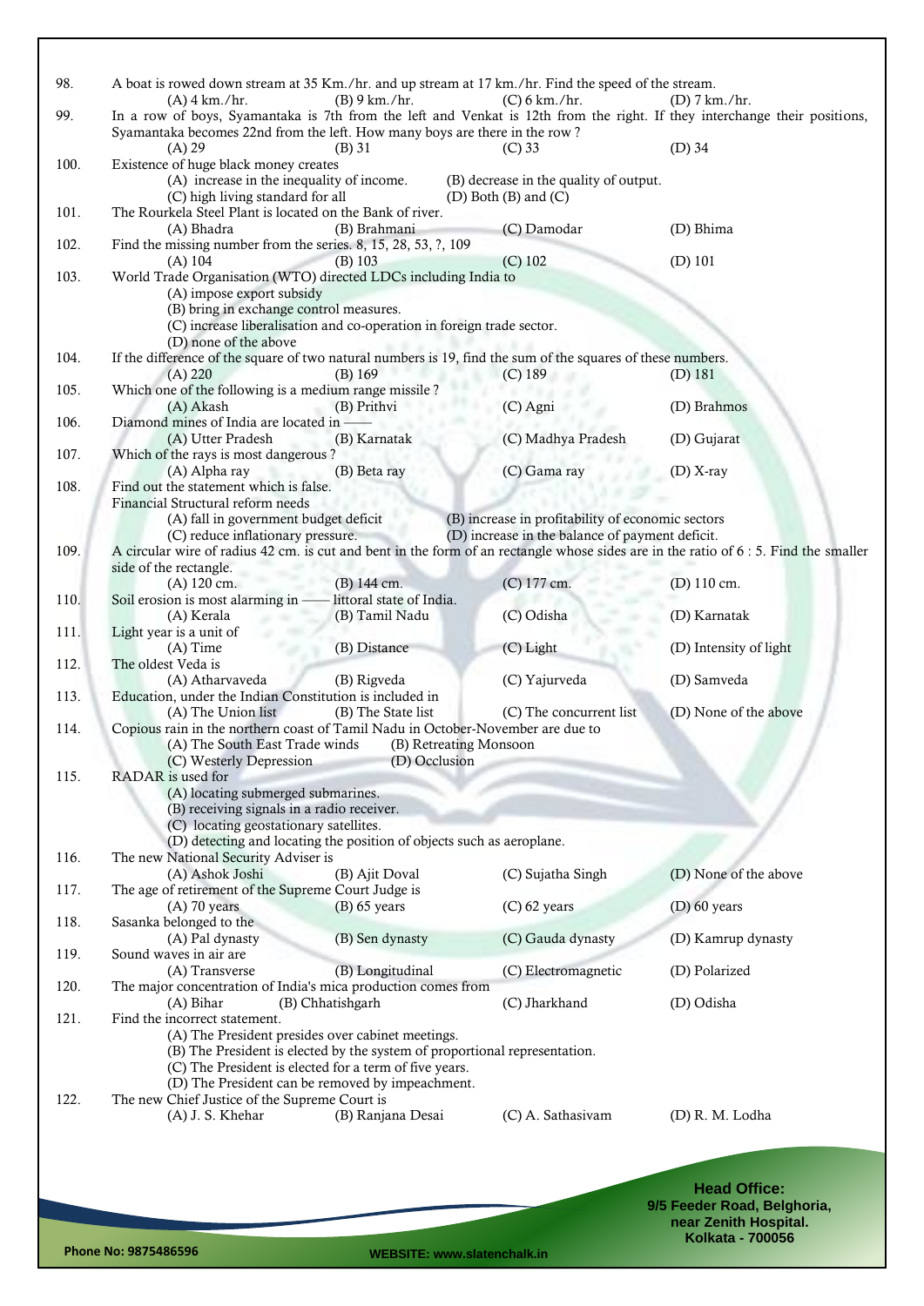98. A boat is rowed down stream at 35 Km./hr. and up stream at 17 km./hr. Find the speed of the stream.
   (A) 4 km./hr.   (B) 9 km./hr.   (C) 6 km./hr.   (D) 7 km./hr.

99. In a row of boys, Syamantaka is 7th from the left and Venkat is 12th from the right. If they interchange their positions, Syamantaka becomes 22nd from the left. How many boys are there in the row ?
   (A) 29   (B) 31   (C) 33   (D) 34

100. Existence of huge black money creates
   (A) increase in the inequality of income.
   (B) decrease in the quality of output.
   (C) high living standard for all
   (D) Both (B) and (C)

101. The Rourkela Steel Plant is located on the Bank of river.
   (A) Bhadra   (B) Brahmani   (C) Damodar   (D) Bhima

102. Find the missing number from the series. 8, 15, 28, 53, ?, 109
   (A) 104   (B) 103   (C) 102   (D) 101

103. World Trade Organisation (WTO) directed LDCs including India to
   (A) impose export subsidy
   (B) bring in exchange control measures.
   (C) increase liberalisation and co-operation in foreign trade sector.
   (D) none of the above

104. If the difference of the square of two natural numbers is 19, find the sum of the squares of these numbers.
   (A) 220   (B) 169   (C) 189   (D) 181

105. Which one of the following is a medium range missile ?
   (A) Akash   (B) Prithvi   (C) Agni   (D) Brahmos

106. Diamond mines of India are located in ——
   (A) Utter Pradesh   (B) Karnatak   (C) Madhya Pradesh   (D) Gujarat

107. Which of the rays is most dangerous ?
   (A) Alpha ray   (B) Beta ray   (C) Gama ray   (D) X-ray

108. Find out the statement which is false.
   Financial Structural reform needs
   (A) fall in government budget deficit
   (B) increase in profitability of economic sectors
   (C) reduce inflationary pressure.
   (D) increase in the balance of payment deficit.

109. A circular wire of radius 42 cm. is cut and bent in the form of an rectangle whose sides are in the ratio of 6 : 5. Find the smaller side of the rectangle.
   (A) 120 cm.   (B) 144 cm.   (C) 177 cm.   (D) 110 cm.

110. Soil erosion is most alarming in —— littoral state of India.
   (A) Kerala   (B) Tamil Nadu   (C) Odisha   (D) Karnatak

111. Light year is a unit of
   (A) Time   (B) Distance   (C) Light   (D) Intensity of light

112. The oldest Veda is
   (A) Atharvaveda   (B) Rigveda   (C) Yajurveda   (D) Samveda

113. Education, under the Indian Constitution is included in
   (A) The Union list   (B) The State list   (C) The concurrent list   (D) None of the above

114. Copious rain in the northern coast of Tamil Nadu in October-November are due to
   (A) The South East Trade winds
   (B) Retreating Monsoon
   (C) Westerly Depression
   (D) Occlusion

115. RADAR is used for
   (A) locating submerged submarines.
   (B) receiving signals in a radio receiver.
   (C) locating geostationary satellites.
   (D) detecting and locating the position of objects such as aeroplane.

116. The new National Security Adviser is
   (A) Ashok Joshi   (B) Ajit Doval   (C) Sujatha Singh   (D) None of the above

117. The age of retirement of the Supreme Court Judge is
   (A) 70 years   (B) 65 years   (C) 62 years   (D) 60 years

118. Sasanka belonged to the
   (A) Pal dynasty   (B) Sen dynasty   (C) Gauda dynasty   (D) Kamrup dynasty

119. Sound waves in air are
   (A) Transverse   (B) Longitudinal   (C) Electromagnetic   (D) Polarized

120. The major concentration of India's mica production comes from
   (A) Bihar   (B) Chhatishgarh   (C) Jharkhand   (D) Odisha

121. Find the incorrect statement.
   (A) The President presides over cabinet meetings.
   (B) The President is elected by the system of proportional representation.
   (C) The President is elected for a term of five years.
   (D) The President can be removed by impeachment.

122. The new Chief Justice of the Supreme Court is
   (A) J. S. Khehar   (B) Ranjana Desai   (C) A. Sathasivam   (D) R. M. Lodha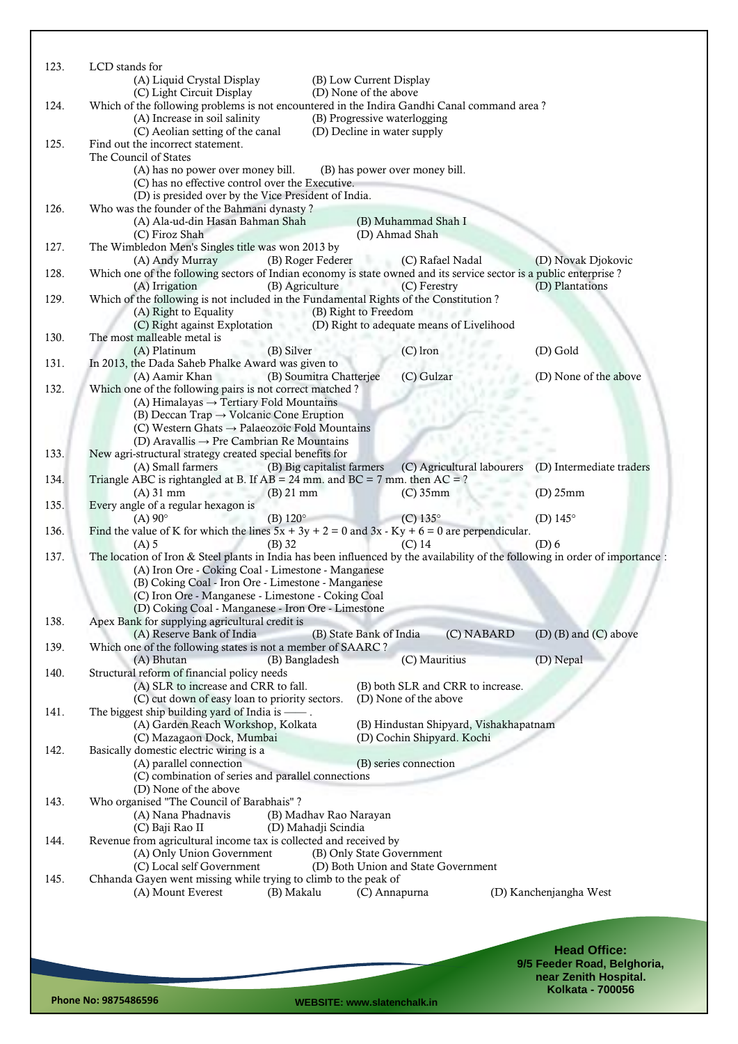123. LCD stands for

(A) Liquid Crystal Display (B) Low Current Display
(C) Light Circuit Display (D) None of the above

124. Which of the following problems is not encountered in the Indira Gandhi Canal command area ?

(A) Increase in soil salinity (B) Progressive waterlogging
(C) Aeolian setting of the canal (D) Decline in water supply

125. Find out the incorrect statement.
The Council of States

(A) has no power over money bill. (B) has power over money bill.
(C) has no effective control over the Executive.
(D) is presided over by the Vice President of India.

126. Who was the founder of the Bahmani dynasty ?

(A) Ala-ud-din Hasan Bahman Shah (B) Muhammad Shah I
(C) Firoz Shah (D) Ahmad Shah

127. The Wimbledon Men's Singles title was won 2013 by

(A) Andy Murray (B) Roger Federer (C) Rafael Nadal (D) Novak Djokovic

128. Which one of the following sectors of Indian economy is state owned and its service sector is a public enterprise ?

(A) Irrigation (B) Agriculture (C) Ferestry (D) Plantations

129. Which of the following is not included in the Fundamental Rights of the Constitution ?

(A) Right to Equality (B) Right to Freedom
(C) Right against Explotation (D) Right to adequate means of Livelihood

130. The most malleable metal is

(A) Platinum (B) Silver (C) Iron (D) Gold

131. In 2013, the Dada Saheb Phalke Award was given to

(A) Aamir Khan (B) Soumitra Chatterjee (C) Gulzar (D) None of the above

132. Which one of the following pairs is not correct matched ?

(A) Himalayas → Tertiary Fold Mountains
(B) Deccan Trap → Volcanic Cone Eruption
(C) Western Ghats → Palaeozoic Fold Mountains
(D) Aravallis → Pre Cambrian Re Mountains

133. New agri-structural strategy created special benefits for

(A) Small farmers (B) Big capitalist farmers (C) Agricultural labourers (D) Intermediate traders

134. Triangle ABC is rightangled at B. If AB = 24 mm. and BC = 7 mm. then AC = ?

(A) 31 mm (B) 21 mm (C) 35mm (D) 25mm

135. Every angle of a regular hexagon is

(A) 90° (B) 120° (C) 135° (D) 145°

136. Find the value of K for which the lines $5x + 3y + 2 = 0$ and $3x - Ky + 6 = 0$ are perpendicular.

(A) 5 (B) 32 (C) 14 (D) 6

137. The location of Iron & Steel plants in India has been influenced by the availability of the following in order of importance :

(A) Iron Ore - Coking Coal - Limestone - Manganese
(B) Coking Coal - Iron Ore - Limestone - Manganese
(C) Iron Ore - Manganese - Limestone - Coking Coal
(D) Coking Coal - Manganese - Iron Ore - Limestone

138. Apex Bank for supplying agricultural credit is

(A) Reserve Bank of India (B) State Bank of India (C) NABARD (D) (B) and (C) above

139. Which one of the following states is not a member of SAARC ?

(A) Bhutan (B) Bangladesh (C) Mauritius (D) Nepal

140. Structural reform of financial policy needs

(A) SLR to increase and CRR to fall. (B) both SLR and CRR to increase.
(C) cut down of easy loan to priority sectors. (D) None of the above

141. The biggest ship building yard of India is —— .

(A) Garden Reach Workshop, Kolkata (B) Hindustan Shipyard, Vishakhapatnam
(C) Mazagaon Dock, Mumbai (D) Cochin Shipyard. Kochi

142. Basically domestic electric wiring is a

(A) parallel connection (B) series connection
(C) combination of series and parallel connections
(D) None of the above

143. Who organised "The Council of Barabhais" ?

(A) Nana Phadnavis (B) Madhav Rao Narayan
(C) Baji Rao II (D) Mahadji Scindia

144. Revenue from agricultural income tax is collected and received by

(A) Only Union Government (B) Only State Government
(C) Local self Government (D) Both Union and State Government

145. Chhanda Gayen went missing while trying to climb to the peak of

(A) Mount Everest (B) Makalu (C) Annapurna (D) Kanchenjangha West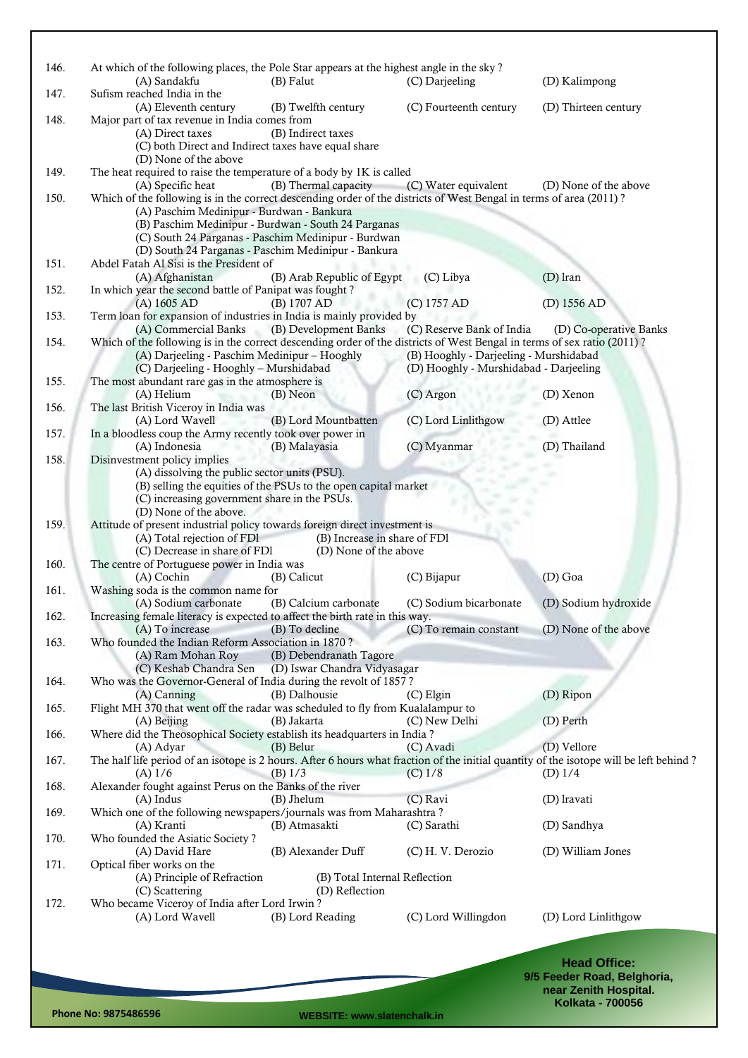146. At which of the following places, the Pole Star appears at the highest angle in the sky ?
(A) Sandakfu (B) Falut (C) Darjeeling (D) Kalimpong

147. Sufism reached India in the
(A) Eleventh century (B) Twelfth century (C) Fourteenth century (D) Thirteen century

148. Major part of tax revenue in India comes from
(A) Direct taxes (B) Indirect taxes
(C) both Direct and Indirect taxes have equal share
(D) None of the above

149. The heat required to raise the temperature of a body by 1K is called
(A) Specific heat (B) Thermal capacity (C) Water equivalent (D) None of the above

150. Which of the following is in the correct descending order of the districts of West Bengal in terms of area (2011) ?
(A) Paschim Medinipur - Burdwan - Bankura
(B) Paschim Medinipur - Burdwan - South 24 Parganas
(C) South 24 Parganas - Paschim Medinipur - Burdwan
(D) South 24 Parganas - Paschim Medinipur - Bankura

151. Abdel Fatah Al Sisi is the President of
(A) Afghanistan (B) Arab Republic of Egypt (C) Libya (D) lran

152. In which year the second battle of Panipat was fought ?
(A) 1605 AD (B) 1707 AD (C) 1757 AD (D) 1556 AD

153. Term loan for expansion of industries in India is mainly provided by
(A) Commercial Banks (B) Development Banks (C) Reserve Bank of India (D) Co-operative Banks

154. Which of the following is in the correct descending order of the districts of West Bengal in terms of sex ratio (2011) ?
(A) Darjeeling - Paschim Medinipur – Hooghly (B) Hooghly - Darjeeling - Murshidabad
(C) Darjeeling - Hooghly – Murshidabad (D) Hooghly - Murshidabad - Darjeeling

155. The most abundant rare gas in the atmosphere is
(A) Helium (B) Neon (C) Argon (D) Xenon

156. The last British Viceroy in India was
(A) Lord Wavell (B) Lord Mountbatten (C) Lord Linlithgow (D) Attlee

157. In a bloodless coup the Army recently took over power in
(A) Indonesia (B) Malayasia (C) Myanmar (D) Thailand

158. Disinvestment policy implies
(A) dissolving the public sector units (PSU).
(B) selling the equities of the PSUs to the open capital market
(C) increasing government share in the PSUs.
(D) None of the above.

159. Attitude of present industrial policy towards foreign direct investment is
(A) Total rejection of FDl (B) Increase in share of FDl
(C) Decrease in share of FDl (D) None of the above

160. The centre of Portuguese power in India was
(A) Cochin (B) Calicut (C) Bijapur (D) Goa

161. Washing soda is the common name for
(A) Sodium carbonate (B) Calcium carbonate (C) Sodium bicarbonate (D) Sodium hydroxide

162. Increasing female literacy is expected to affect the birth rate in this way.
(A) To increase (B) To decline (C) To remain constant (D) None of the above

163. Who founded the Indian Reform Association in 1870 ?
(A) Ram Mohan Roy (B) Debendranath Tagore
(C) Keshab Chandra Sen (D) Iswar Chandra Vidyasagar

164. Who was the Governor-General of India during the revolt of 1857 ?
(A) Canning (B) Dalhousie (C) Elgin (D) Ripon

165. Flight MH 370 that went off the radar was scheduled to fly from Kualalampur to
(A) Beijing (B) Jakarta (C) New Delhi (D) Perth

166. Where did the Theosophical Society establish its headquarters in India ?
(A) Adyar (B) Belur (C) Avadi (D) Vellore

167. The half life period of an isotope is 2 hours. After 6 hours what fraction of the initial quantity of the isotope will be left behind ?
(A) 1/6 (B) 1/3 (C) 1/8 (D) 1/4

168. Alexander fought against Perus on the Banks of the river
(A) Indus (B) Jhelum (C) Ravi (D) lravati

169. Which one of the following newspapers/journals was from Maharashtra ?
(A) Kranti (B) Atmasakti (C) Sarathi (D) Sandhya

170. Who founded the Asiatic Society ?
(A) David Hare (B) Alexander Duff (C) H. V. Derozio (D) William Jones

171. Optical fiber works on the
(A) Principle of Refraction (B) Total Internal Reflection
(C) Scattering (D) Reflection

172. Who became Viceroy of India after Lord Irwin ?
(A) Lord Wavell (B) Lord Reading (C) Lord Willingdon (D) Lord Linlithgow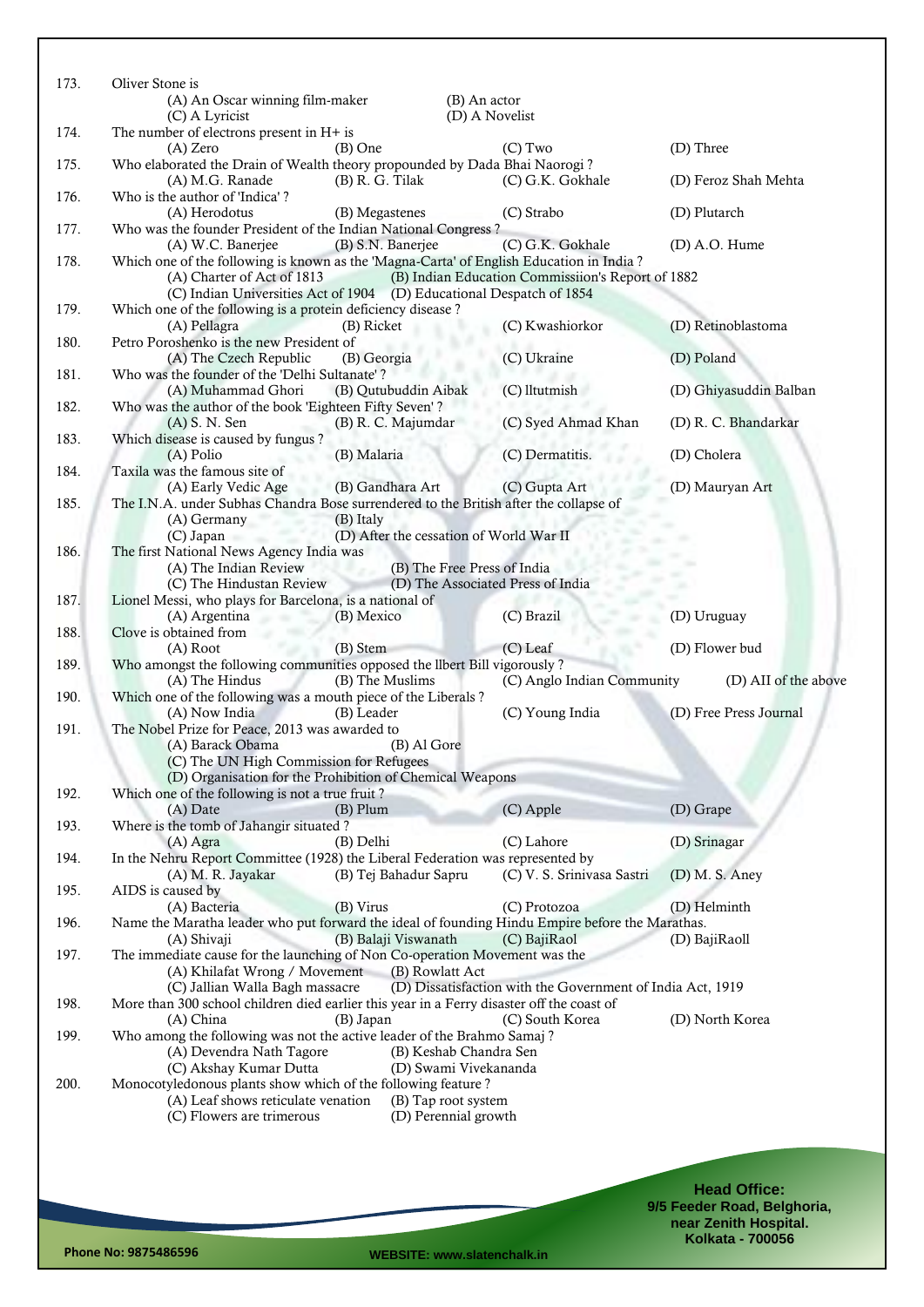173. Oliver Stone is
(A) An Oscar winning film-maker (B) An actor
(C) A Lyricist (D) A Novelist

174. The number of electrons present in H+ is
(A) Zero (B) One (C) Two (D) Three

175. Who elaborated the Drain of Wealth theory propounded by Dada Bhai Naorogi ?
(A) M.G. Ranade (B) R. G. Tilak (C) G.K. Gokhale (D) Feroz Shah Mehta

176. Who is the author of 'Indica' ?
(A) Herodotus (B) Megastenes (C) Strabo (D) Plutarch

177. Who was the founder President of the Indian National Congress ?
(A) W.C. Banerjee (B) S.N. Banerjee (C) G.K. Gokhale (D) A.O. Hume

178. Which one of the following is known as the 'Magna-Carta' of English Education in India ?
(A) Charter of Act of 1813 (B) Indian Education Commissiion's Report of 1882
(C) Indian Universities Act of 1904 (D) Educational Despatch of 1854

179. Which one of the following is a protein deficiency disease ?
(A) Pellagra (B) Ricket (C) Kwashiorkor (D) Retinoblastoma

180. Petro Poroshenko is the new President of
(A) The Czech Republic (B) Georgia (C) Ukraine (D) Poland

181. Who was the founder of the 'Delhi Sultanate' ?
(A) Muhammad Ghori (B) Qutubuddin Aibak (C) lltutmish (D) Ghiyasuddin Balban

182. Who was the author of the book 'Eighteen Fifty Seven' ?
(A) S. N. Sen (B) R. C. Majumdar (C) Syed Ahmad Khan (D) R. C. Bhandarkar

183. Which disease is caused by fungus ?
(A) Polio (B) Malaria (C) Dermatitis. (D) Cholera

184. Taxila was the famous site of
(A) Early Vedic Age (B) Gandhara Art (C) Gupta Art (D) Mauryan Art

185. The I.N.A. under Subhas Chandra Bose surrendered to the British after the collapse of
(A) Germany (B) Italy
(C) Japan (D) After the cessation of World War II

186. The first National News Agency India was
(A) The Indian Review (B) The Free Press of India
(C) The Hindustan Review (D) The Associated Press of India

187. Lionel Messi, who plays for Barcelona, is a national of
(A) Argentina (B) Mexico (C) Brazil (D) Uruguay

188. Clove is obtained from
(A) Root (B) Stem (C) Leaf (D) Flower bud

189. Who amongst the following communities opposed the llbert Bill vigorously ?
(A) The Hindus (B) The Muslims (C) Anglo Indian Community (D) AII of the above

190. Which one of the following was a mouth piece of the Liberals ?
(A) Now India (B) Leader (C) Young India (D) Free Press Journal

191. The Nobel Prize for Peace, 2013 was awarded to
(A) Barack Obama (B) Al Gore
(C) The UN High Commission for Refugees
(D) Organisation for the Prohibition of Chemical Weapons

192. Which one of the following is not a true fruit ?
(A) Date (B) Plum (C) Apple (D) Grape

193. Where is the tomb of Jahangir situated ?
(A) Agra (B) Delhi (C) Lahore (D) Srinagar

194. In the Nehru Report Committee (1928) the Liberal Federation was represented by
(A) M. R. Jayakar (B) Tej Bahadur Sapru (C) V. S. Srinivasa Sastri (D) M. S. Aney

195. AIDS is caused by
(A) Bacteria (B) Virus (C) Protozoa (D) Helminth

196. Name the Maratha leader who put forward the ideal of founding Hindu Empire before the Marathas.
(A) Shivaji (B) Balaji Viswanath (C) BajiRaol (D) BajiRaoll

197. The immediate cause for the launching of Non Co-operation Movement was the
(A) Khilafat Wrong / Movement (B) Rowlatt Act
(C) Jallian Walla Bagh massacre (D) Dissatisfaction with the Government of India Act, 1919

198. More than 300 school children died earlier this year in a Ferry disaster off the coast of
(A) China (B) Japan (C) South Korea (D) North Korea

199. Who among the following was not the active leader of the Brahmo Samaj ?
(A) Devendra Nath Tagore (B) Keshab Chandra Sen
(C) Akshay Kumar Dutta (D) Swami Vivekananda

200. Monocotyledonous plants show which of the following feature ?
(A) Leaf shows reticulate venation (B) Tap root system
(C) Flowers are trimerous (D) Perennial growth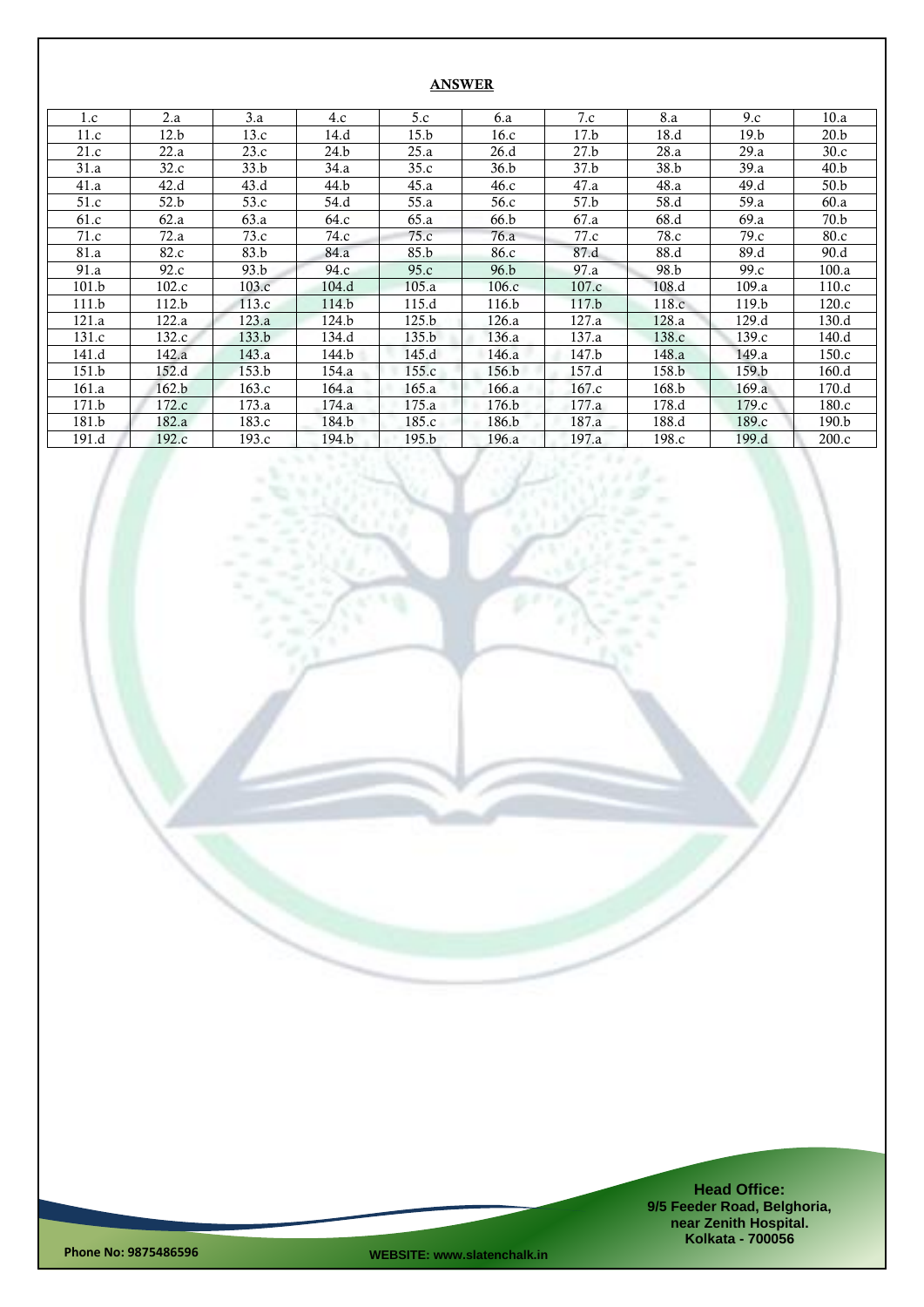## ANSWER

| | | | | | | | | | |
|---|---|---|---|---|---|---|---|---|---|
| 1.c | 2.a | 3.a | 4.c | 5.c | 6.a | 7.c | 8.a | 9.c | 10.a |
| 11.c | 12.b | 13.c | 14.d | 15.b | 16.c | 17.b | 18.d | 19.b | 20.b |
| 21.c | 22.a | 23.c | 24.b | 25.a | 26.d | 27.b | 28.a | 29.a | 30.c |
| 31.a | 32.c | 33.b | 34.a | 35.c | 36.b | 37.b | 38.b | 39.a | 40.b |
| 41.a | 42.d | 43.d | 44.b | 45.a | 46.c | 47.a | 48.a | 49.d | 50.b |
| 51.c | 52.b | 53.c | 54.d | 55.a | 56.c | 57.b | 58.d | 59.a | 60.a |
| 61.c | 62.a | 63.a | 64.c | 65.a | 66.b | 67.a | 68.d | 69.a | 70.b |
| 71.c | 72.a | 73.c | 74.c | 75.c | 76.a | 77.c | 78.c | 79.c | 80.c |
| 81.a | 82.c | 83.b | 84.a | 85.b | 86.c | 87.d | 88.d | 89.d | 90.d |
| 91.a | 92.c | 93.b | 94.c | 95.c | 96.b | 97.a | 98.b | 99.c | 100.a |
| 101.b | 102.c | 103.c | 104.d | 105.a | 106.c | 107.c | 108.d | 109.a | 110.c |
| 111.b | 112.b | 113.c | 114.b | 115.d | 116.b | 117.b | 118.c | 119.b | 120.c |
| 121.a | 122.a | 123.a | 124.b | 125.b | 126.a | 127.a | 128.a | 129.d | 130.d |
| 131.c | 132.c | 133.b | 134.d | 135.b | 136.a | 137.a | 138.c | 139.c | 140.d |
| 141.d | 142.a | 143.a | 144.b | 145.d | 146.a | 147.b | 148.a | 149.a | 150.c |
| 151.b | 152.d | 153.b | 154.a | 155.c | 156.b | 157.d | 158.b | 159.b | 160.d |
| 161.a | 162.b | 163.c | 164.a | 165.a | 166.a | 167.c | 168.b | 169.a | 170.d |
| 171.b | 172.c | 173.a | 174.a | 175.a | 176.b | 177.a | 178.d | 179.c | 180.c |
| 181.b | 182.a | 183.c | 184.b | 185.c | 186.b | 187.a | 188.d | 189.c | 190.b |
| 191.d | 192.c | 193.c | 194.b | 195.b | 196.a | 197.a | 198.c | 199.d | 200.c |